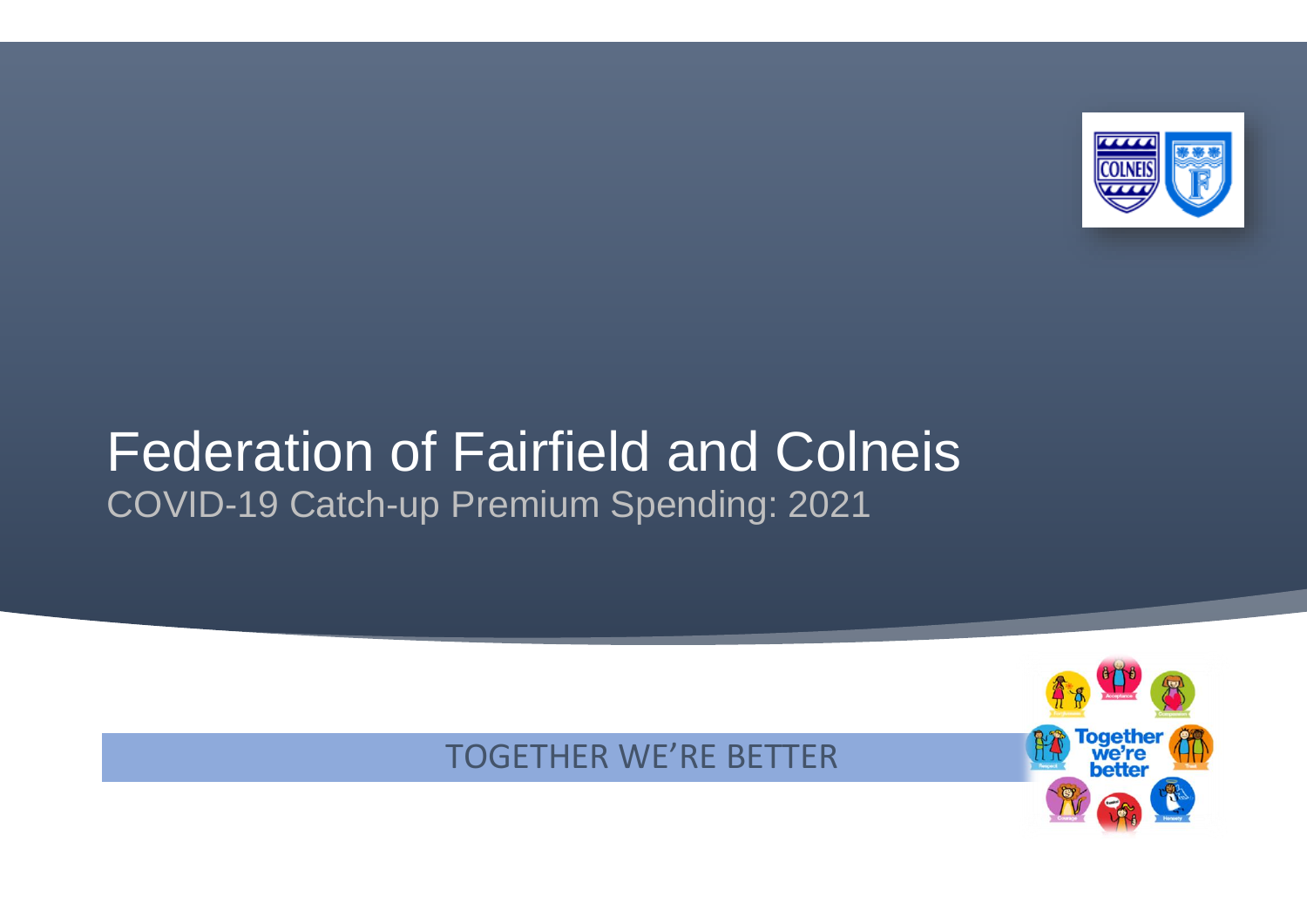# Federation of Fairfield and Colneis

## COVID-19 Catch-up Premium Spending: 2021

TOGETHER WE'RE BETTER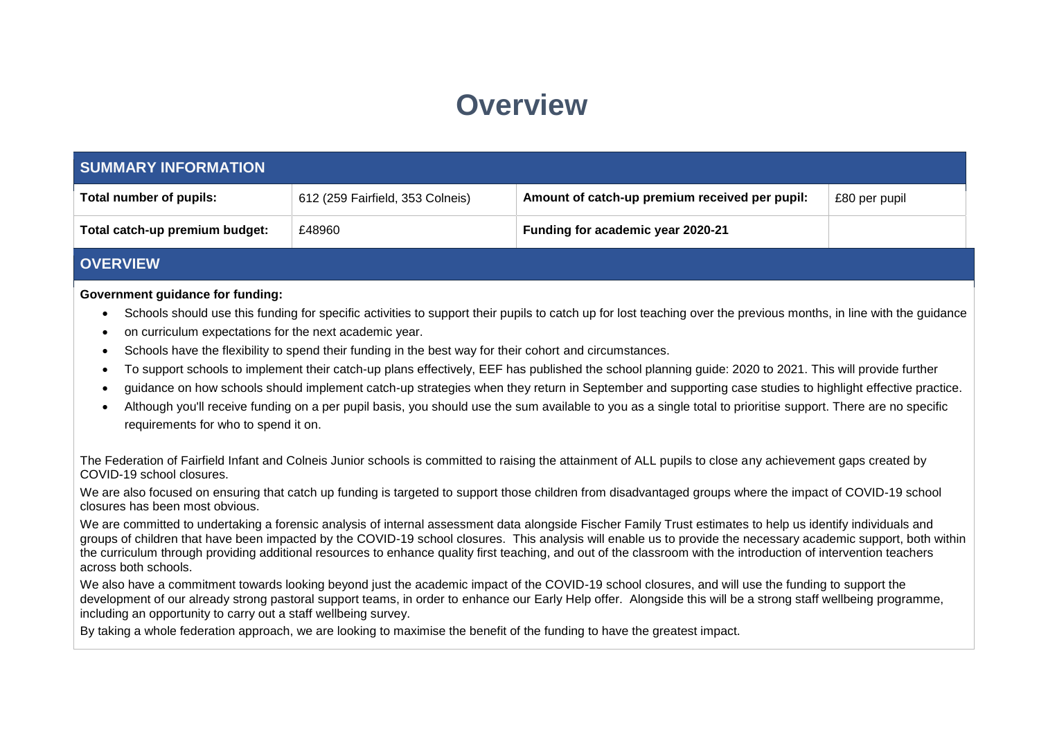# Overview

| SUMMARY INFORMATION | | | |
|---|---|---|---|
| **Total number of pupils:** | 612 (259 Fairfield, 353 Colneis) | **Amount of catch-up premium received per pupil:** | £80 per pupil |
| **Total catch-up premium budget:** | £48960 | **Funding for academic year 2020-21** | |

## OVERVIEW

**Government guidance for funding:**

- Schools should use this funding for specific activities to support their pupils to catch up for lost teaching over the previous months, in line with the guidance
- on curriculum expectations for the next academic year.
- Schools have the flexibility to spend their funding in the best way for their cohort and circumstances.
- To support schools to implement their catch-up plans effectively, EEF has published the school planning guide: 2020 to 2021. This will provide further
- guidance on how schools should implement catch-up strategies when they return in September and supporting case studies to highlight effective practice.
- Although you'll receive funding on a per pupil basis, you should use the sum available to you as a single total to prioritise support. There are no specific requirements for who to spend it on.

The Federation of Fairfield Infant and Colneis Junior schools is committed to raising the attainment of ALL pupils to close any achievement gaps created by COVID-19 school closures.

We are also focused on ensuring that catch up funding is targeted to support those children from disadvantaged groups where the impact of COVID-19 school closures has been most obvious.

We are committed to undertaking a forensic analysis of internal assessment data alongside Fischer Family Trust estimates to help us identify individuals and groups of children that have been impacted by the COVID-19 school closures. This analysis will enable us to provide the necessary academic support, both within the curriculum through providing additional resources to enhance quality first teaching, and out of the classroom with the introduction of intervention teachers across both schools.

We also have a commitment towards looking beyond just the academic impact of the COVID-19 school closures, and will use the funding to support the development of our already strong pastoral support teams, in order to enhance our Early Help offer. Alongside this will be a strong staff wellbeing programme, including an opportunity to carry out a staff wellbeing survey.

By taking a whole federation approach, we are looking to maximise the benefit of the funding to have the greatest impact.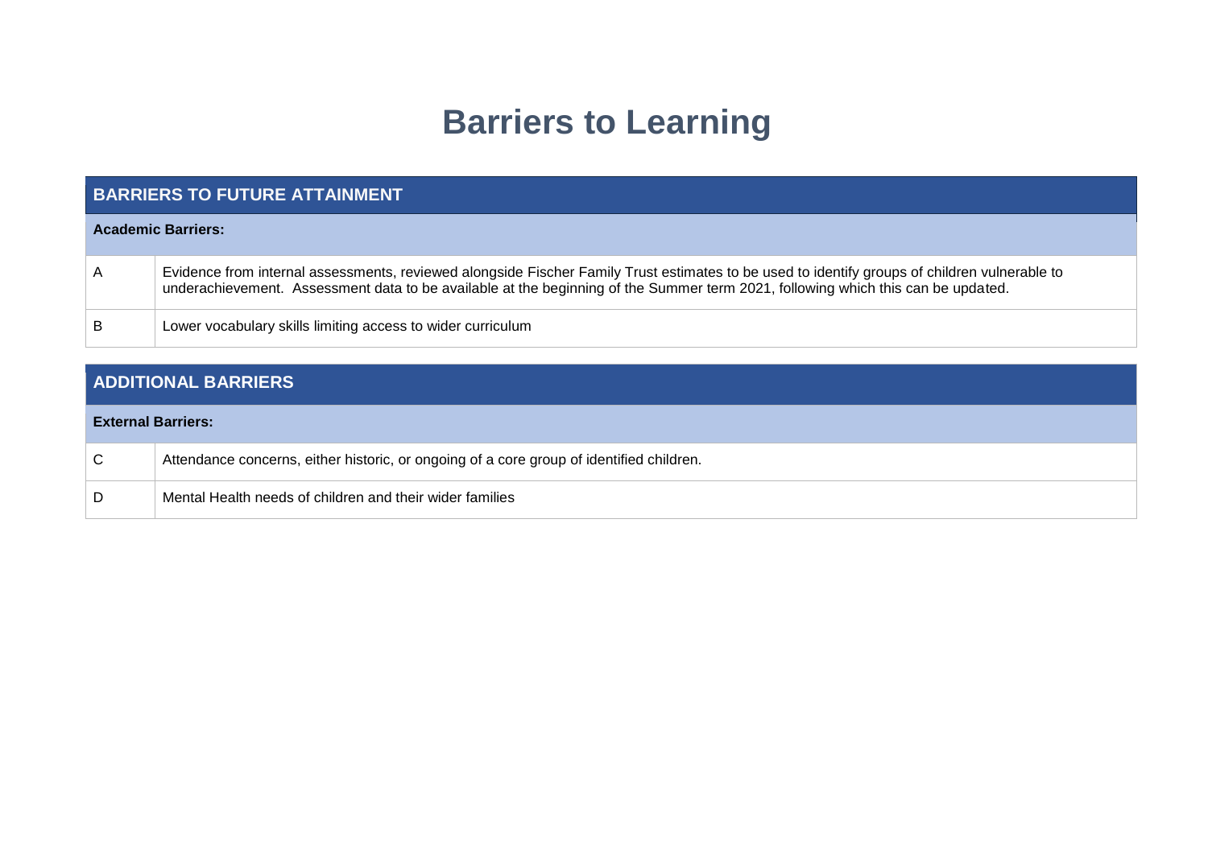# Barriers to Learning

| BARRIERS TO FUTURE ATTAINMENT | |
|---|---|
| **Academic Barriers:** | |
| A | Evidence from internal assessments, reviewed alongside Fischer Family Trust estimates to be used to identify groups of children vulnerable to underachievement. Assessment data to be available at the beginning of the Summer term 2021, following which this can be updated. |
| B | Lower vocabulary skills limiting access to wider curriculum |

| ADDITIONAL BARRIERS | |
|---|---|
| **External Barriers:** | |
| C | Attendance concerns, either historic, or ongoing of a core group of identified children. |
| D | Mental Health needs of children and their wider families |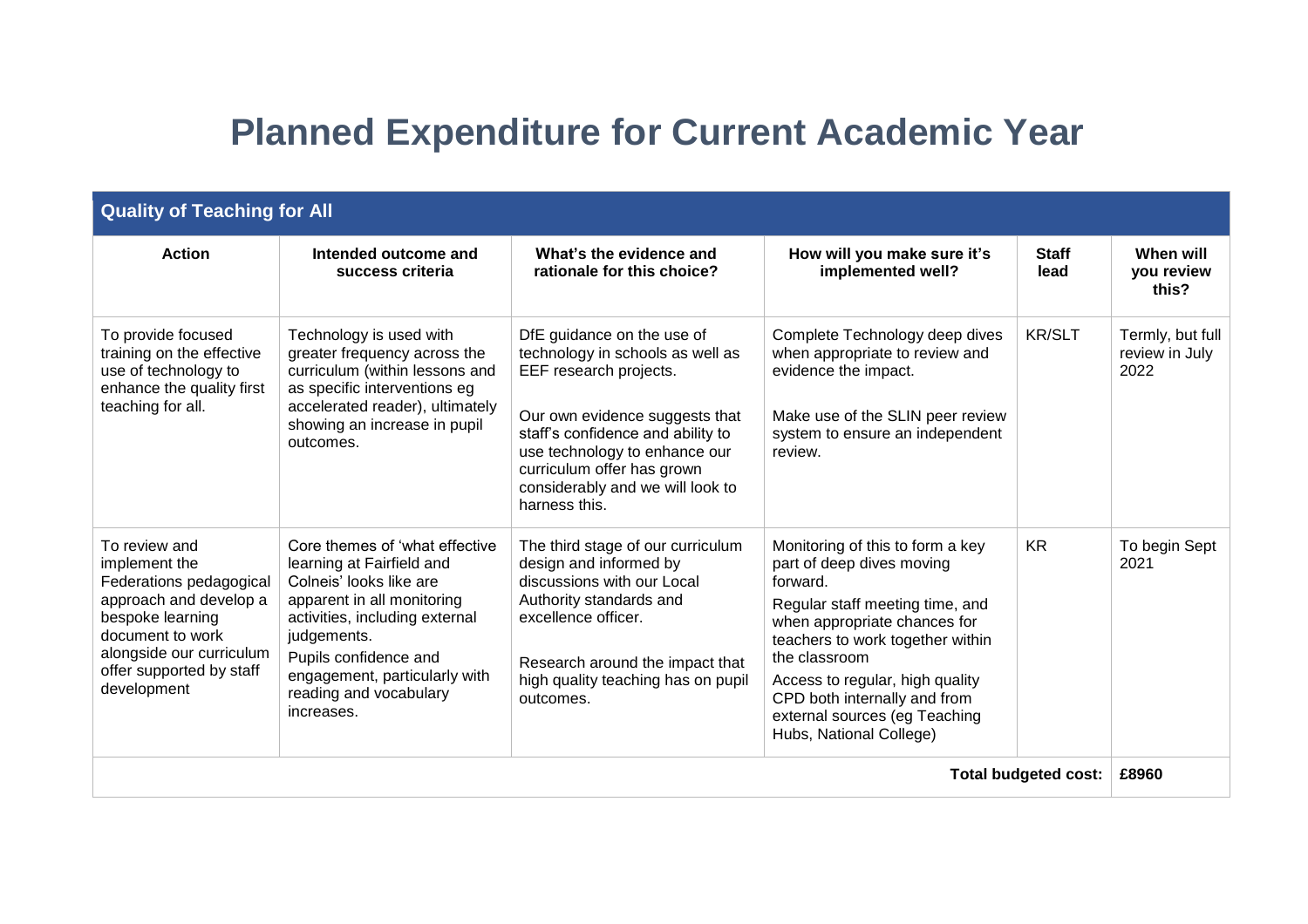# Planned Expenditure for Current Academic Year

| Quality of Teaching for All | | | | | |
|---|---|---|---|---|---|
| **Action** | **Intended outcome and success criteria** | **What's the evidence and rationale for this choice?** | **How will you make sure it's implemented well?** | **Staff lead** | **When will you review this?** |
| To provide focused training on the effective use of technology to enhance the quality first teaching for all. | Technology is used with greater frequency across the curriculum (within lessons and as specific interventions eg accelerated reader), ultimately showing an increase in pupil outcomes. | DfE guidance on the use of technology in schools as well as EEF research projects.<br><br>Our own evidence suggests that staff's confidence and ability to use technology to enhance our curriculum offer has grown considerably and we will look to harness this. | Complete Technology deep dives when appropriate to review and evidence the impact.<br><br>Make use of the SLIN peer review system to ensure an independent review. | KR/SLT | Termly, but full review in July 2022 |
| To review and implement the Federations pedagogical approach and develop a bespoke learning document to work alongside our curriculum offer supported by staff development | Core themes of 'what effective learning at Fairfield and Colneis' looks like are apparent in all monitoring activities, including external judgements.<br>Pupils confidence and engagement, particularly with reading and vocabulary increases. | The third stage of our curriculum design and informed by discussions with our Local Authority standards and excellence officer.<br><br>Research around the impact that high quality teaching has on pupil outcomes. | Monitoring of this to form a key part of deep dives moving forward.<br>Regular staff meeting time, and when appropriate chances for teachers to work together within the classroom<br>Access to regular, high quality CPD both internally and from external sources (eg Teaching Hubs, National College) | KR | To begin Sept 2021 |
| | | | | **Total budgeted cost:** | **£8960** |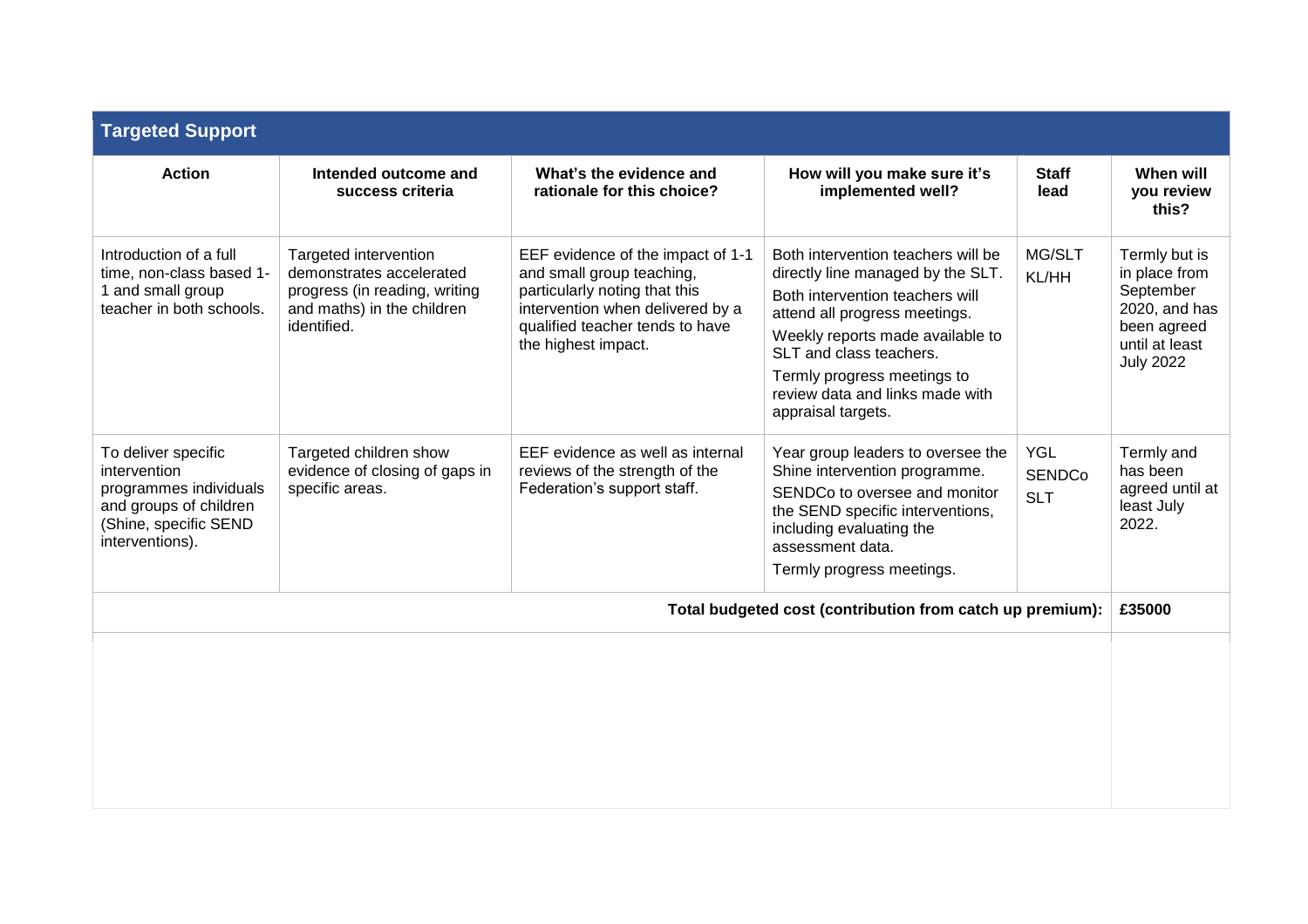## Targeted Support

| Action | Intended outcome and success criteria | What's the evidence and rationale for this choice? | How will you make sure it's implemented well? | Staff lead | When will you review this? |
|---|---|---|---|---|---|
| Introduction of a full time, non-class based 1-1 and small group teacher in both schools. | Targeted intervention demonstrates accelerated progress (in reading, writing and maths) in the children identified. | EEF evidence of the impact of 1-1 and small group teaching, particularly noting that this intervention when delivered by a qualified teacher tends to have the highest impact. | Both intervention teachers will be directly line managed by the SLT.<br>Both intervention teachers will attend all progress meetings.<br>Weekly reports made available to SLT and class teachers.<br>Termly progress meetings to review data and links made with appraisal targets. | MG/SLT<br>KL/HH | Termly but is in place from September 2020, and has been agreed until at least July 2022 |
| To deliver specific intervention programmes individuals and groups of children (Shine, specific SEND interventions). | Targeted children show evidence of closing of gaps in specific areas. | EEF evidence as well as internal reviews of the strength of the Federation's support staff. | Year group leaders to oversee the Shine intervention programme.<br>SENDCo to oversee and monitor the SEND specific interventions, including evaluating the assessment data.<br>Termly progress meetings. | YGL<br>SENDCo<br>SLT | Termly and has been agreed until at least July 2022. |
| | | | | **Total budgeted cost (contribution from catch up premium):** | **£35000** |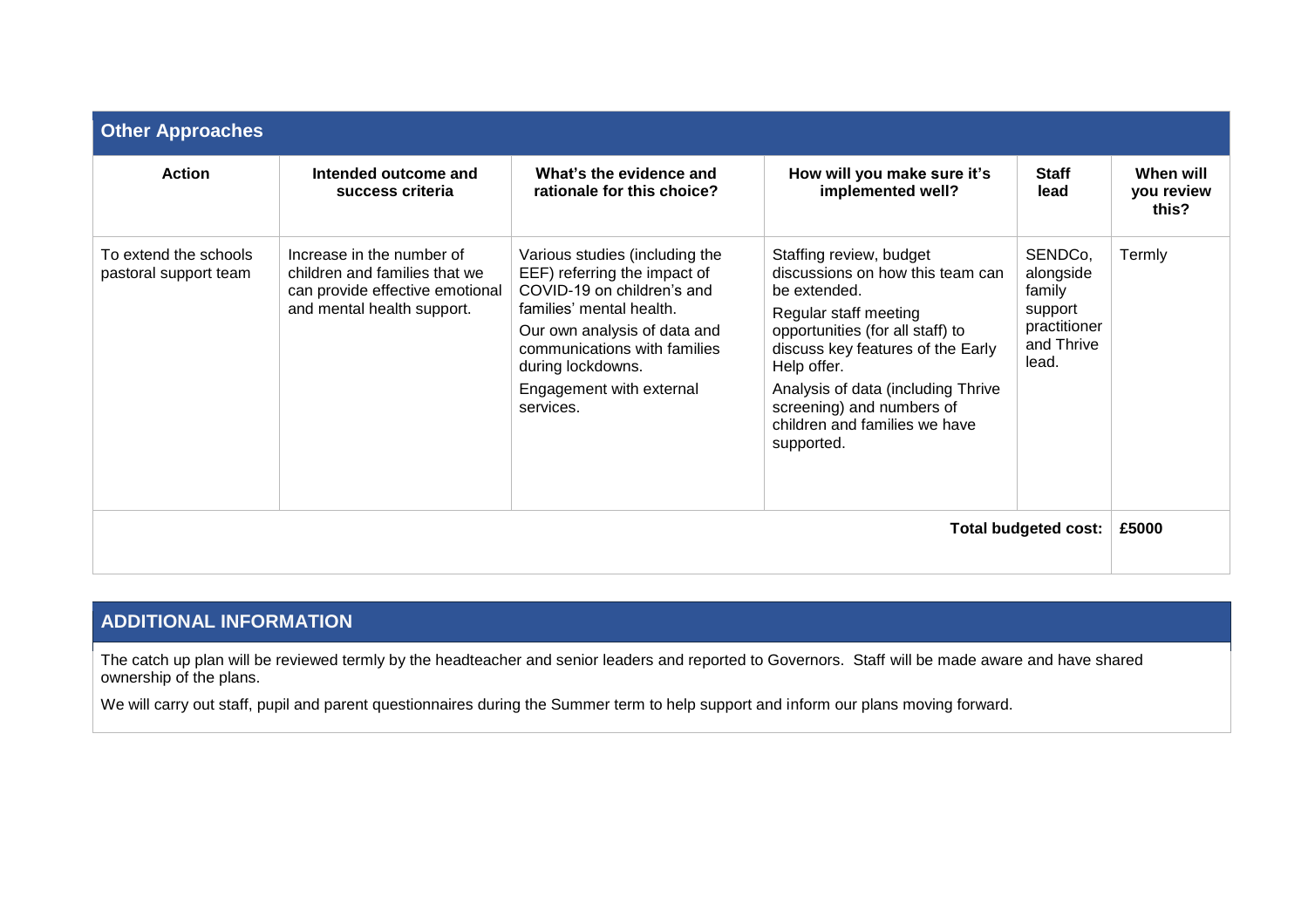## Other Approaches

| Action | Intended outcome and success criteria | What's the evidence and rationale for this choice? | How will you make sure it's implemented well? | Staff lead | When will you review this? |
|---|---|---|---|---|---|
| To extend the schools pastoral support team | Increase in the number of children and families that we can provide effective emotional and mental health support. | Various studies (including the EEF) referring the impact of COVID-19 on children's and families' mental health.<br>Our own analysis of data and communications with families during lockdowns.<br>Engagement with external services. | Staffing review, budget discussions on how this team can be extended.<br>Regular staff meeting opportunities (for all staff) to discuss key features of the Early Help offer.<br>Analysis of data (including Thrive screening) and numbers of children and families we have supported. | SENDCo, alongside family support practitioner and Thrive lead. | Termly |
| | | | | **Total budgeted cost:** | **£5000** |

## ADDITIONAL INFORMATION

The catch up plan will be reviewed termly by the headteacher and senior leaders and reported to Governors. Staff will be made aware and have shared ownership of the plans.

We will carry out staff, pupil and parent questionnaires during the Summer term to help support and inform our plans moving forward.